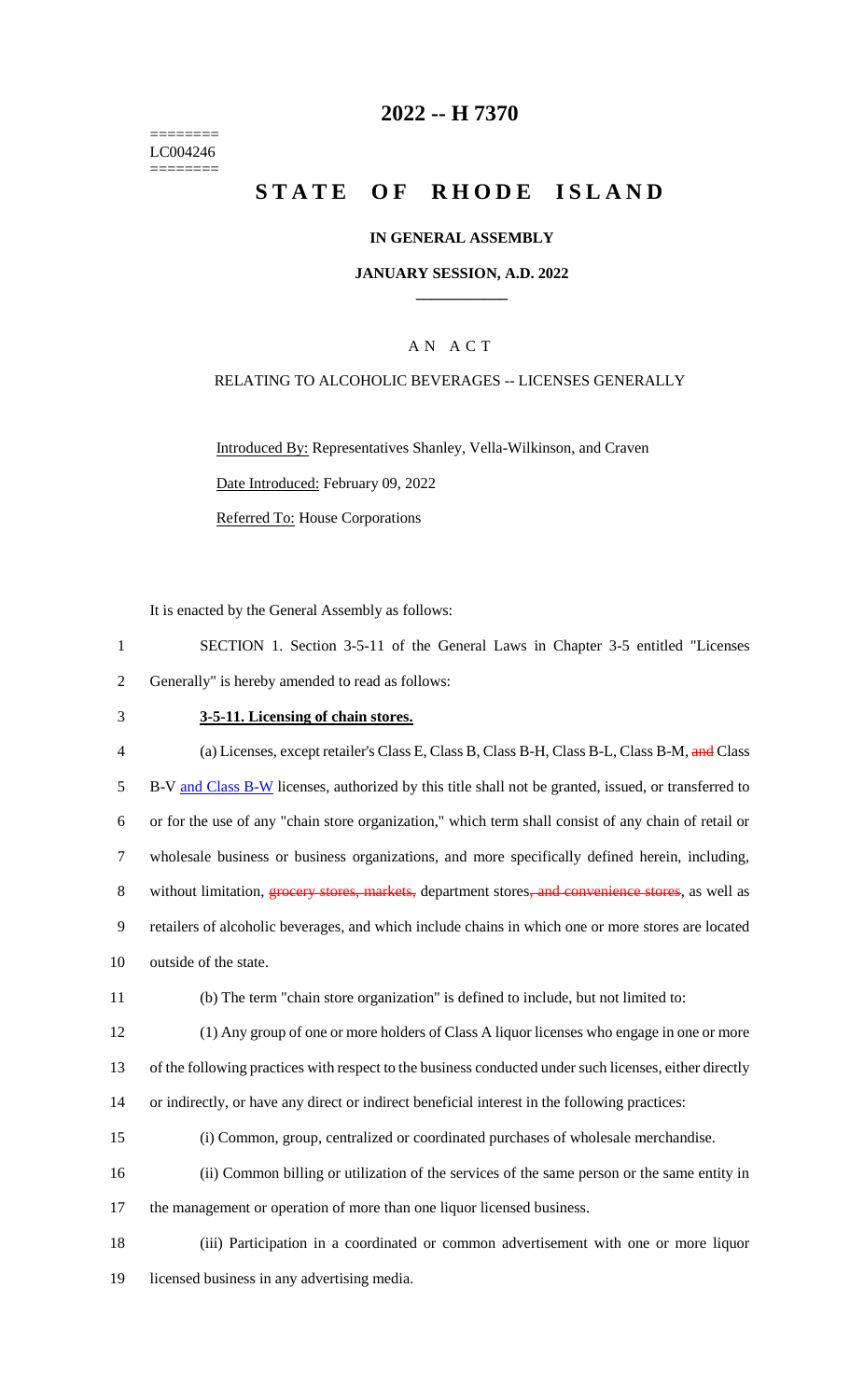========
LC004246
========

# 2022 -- H 7370

# STATE OF RHODE ISLAND

**IN GENERAL ASSEMBLY**

**JANUARY SESSION, A.D. 2022**

____________

A N A C T

RELATING TO ALCOHOLIC BEVERAGES -- LICENSES GENERALLY

Introduced By: Representatives Shanley, Vella-Wilkinson, and Craven

Date Introduced: February 09, 2022

Referred To: House Corporations

It is enacted by the General Assembly as follows:

1 SECTION 1. Section 3-5-11 of the General Laws in Chapter 3-5 entitled "Licenses
2 Generally" is hereby amended to read as follows:

3 **3-5-11. Licensing of chain stores.**

4 (a) Licenses, except retailer's Class E, Class B, Class B-H, Class B-L, Class B-M, ~~and~~ Class
5 B-V and Class B-W licenses, authorized by this title shall not be granted, issued, or transferred to
6 or for the use of any "chain store organization," which term shall consist of any chain of retail or
7 wholesale business or business organizations, and more specifically defined herein, including,
8 without limitation, ~~grocery stores, markets,~~ department stores~~, and convenience stores~~, as well as
9 retailers of alcoholic beverages, and which include chains in which one or more stores are located
10 outside of the state.

11 (b) The term "chain store organization" is defined to include, but not limited to:

12 (1) Any group of one or more holders of Class A liquor licenses who engage in one or more
13 of the following practices with respect to the business conducted under such licenses, either directly
14 or indirectly, or have any direct or indirect beneficial interest in the following practices:

15 (i) Common, group, centralized or coordinated purchases of wholesale merchandise.

16 (ii) Common billing or utilization of the services of the same person or the same entity in
17 the management or operation of more than one liquor licensed business.

18 (iii) Participation in a coordinated or common advertisement with one or more liquor
19 licensed business in any advertising media.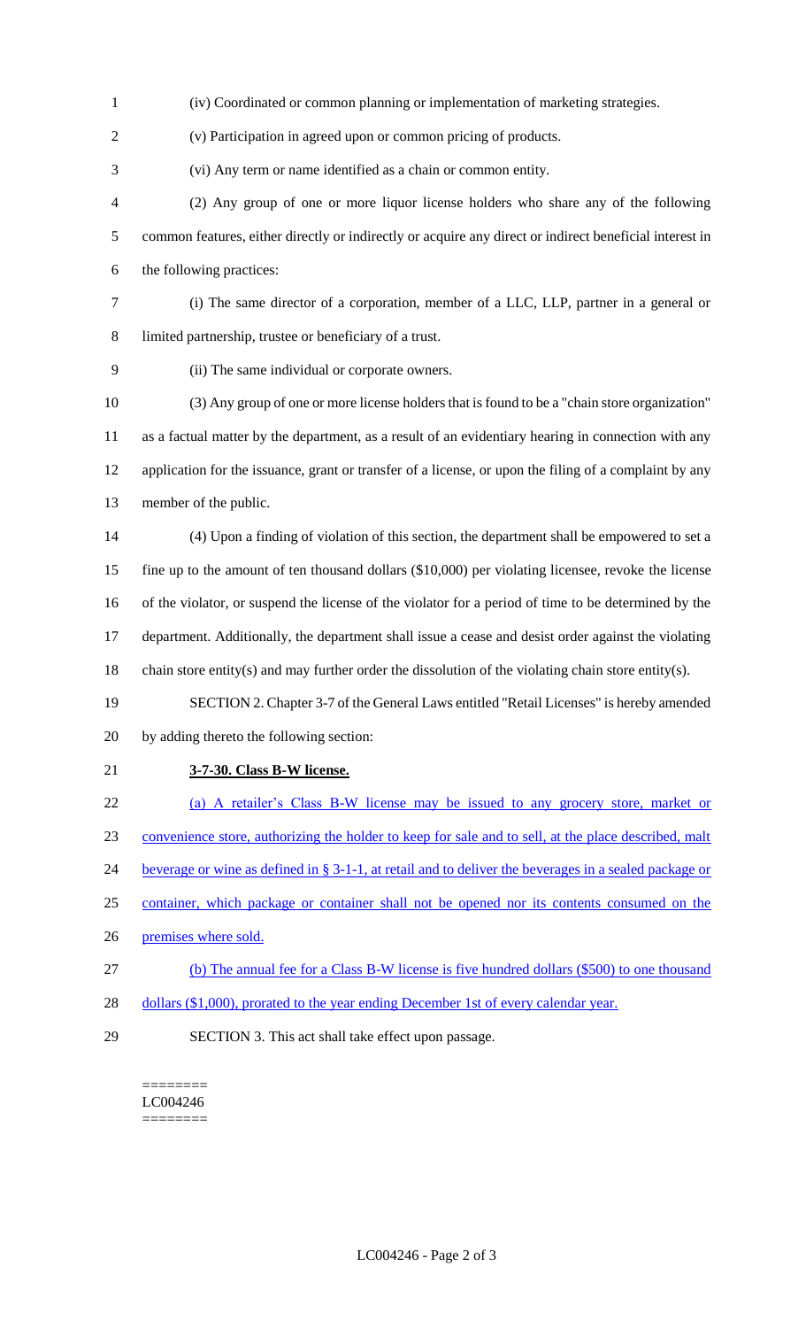(iv) Coordinated or common planning or implementation of marketing strategies.

(v) Participation in agreed upon or common pricing of products.

(vi) Any term or name identified as a chain or common entity.

(2) Any group of one or more liquor license holders who share any of the following common features, either directly or indirectly or acquire any direct or indirect beneficial interest in the following practices:

(i) The same director of a corporation, member of a LLC, LLP, partner in a general or limited partnership, trustee or beneficiary of a trust.

(ii) The same individual or corporate owners.

(3) Any group of one or more license holders that is found to be a "chain store organization" as a factual matter by the department, as a result of an evidentiary hearing in connection with any application for the issuance, grant or transfer of a license, or upon the filing of a complaint by any member of the public.

(4) Upon a finding of violation of this section, the department shall be empowered to set a fine up to the amount of ten thousand dollars ($10,000) per violating licensee, revoke the license of the violator, or suspend the license of the violator for a period of time to be determined by the department. Additionally, the department shall issue a cease and desist order against the violating chain store entity(s) and may further order the dissolution of the violating chain store entity(s).

SECTION 2. Chapter 3-7 of the General Laws entitled "Retail Licenses" is hereby amended by adding thereto the following section:

**3-7-30. Class B-W license.**

(a) A retailer's Class B-W license may be issued to any grocery store, market or convenience store, authorizing the holder to keep for sale and to sell, at the place described, malt beverage or wine as defined in § 3-1-1, at retail and to deliver the beverages in a sealed package or container, which package or container shall not be opened nor its contents consumed on the premises where sold.

(b) The annual fee for a Class B-W license is five hundred dollars ($500) to one thousand dollars ($1,000), prorated to the year ending December 1st of every calendar year.

SECTION 3. This act shall take effect upon passage.

========
LC004246
========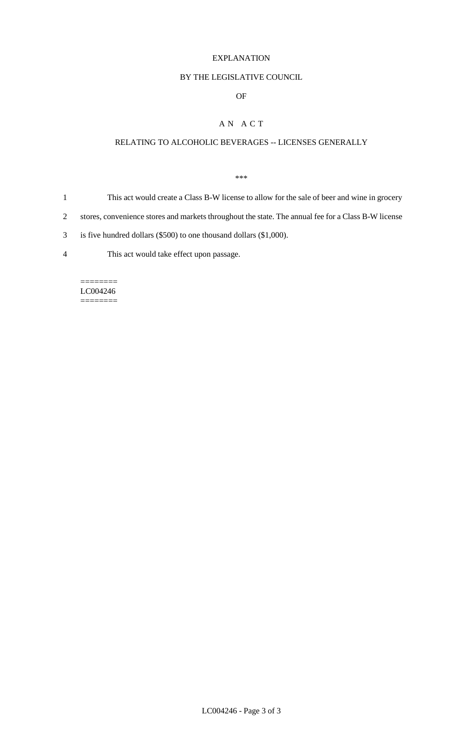EXPLANATION

BY THE LEGISLATIVE COUNCIL

OF

A N A C T

RELATING TO ALCOHOLIC BEVERAGES -- LICENSES GENERALLY

\*\*\*

1 This act would create a Class B-W license to allow for the sale of beer and wine in grocery
2 stores, convenience stores and markets throughout the state. The annual fee for a Class B-W license
3 is five hundred dollars ($500) to one thousand dollars ($1,000).
4 This act would take effect upon passage.

========
LC004246
========